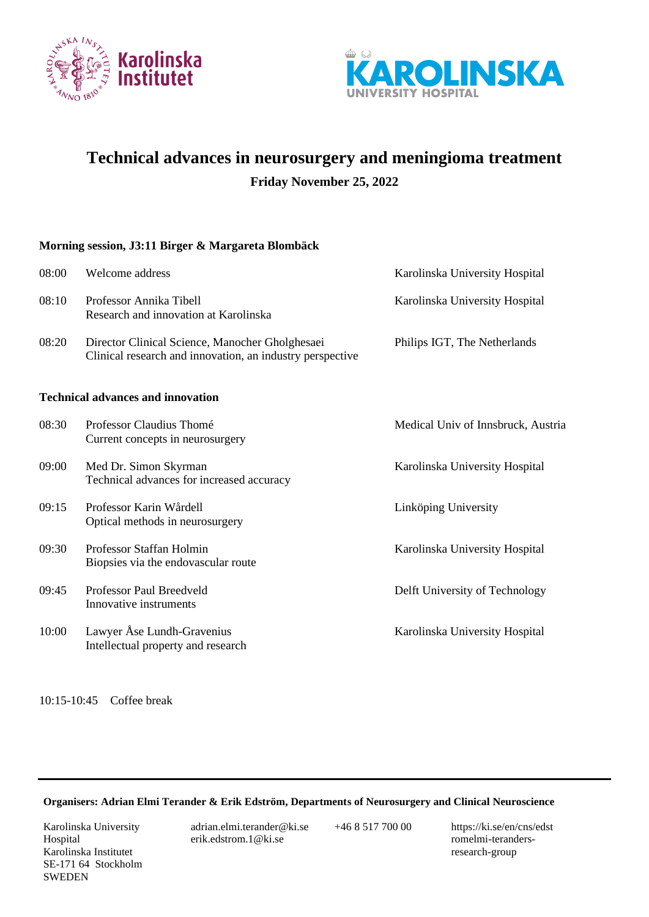# Technical advances in neurosurgery and meningioma treatment

**Friday November 25, 2022**

**Morning session, J3:11 Birger & Margareta Blombäck**

| Time | Speaker / Topic | Affiliation |
|---|---|---|
| 08:00 | Welcome address | Karolinska University Hospital |
| 08:10 | Professor Annika Tibell<br>Research and innovation at Karolinska | Karolinska University Hospital |
| 08:20 | Director Clinical Science, Manocher Gholghesaei<br>Clinical research and innovation, an industry perspective | Philips IGT, The Netherlands |

**Technical advances and innovation**

| Time | Speaker / Topic | Affiliation |
|---|---|---|
| 08:30 | Professor Claudius Thomé<br>Current concepts in neurosurgery | Medical Univ of Innsbruck, Austria |
| 09:00 | Med Dr. Simon Skyrman<br>Technical advances for increased accuracy | Karolinska University Hospital |
| 09:15 | Professor Karin Wårdell<br>Optical methods in neurosurgery | Linköping University |
| 09:30 | Professor Staffan Holmin<br>Biopsies via the endovascular route | Karolinska University Hospital |
| 09:45 | Professor Paul Breedveld<br>Innovative instruments | Delft University of Technology |
| 10:00 | Lawyer Åse Lundh-Gravenius<br>Intellectual property and research | Karolinska University Hospital |

10:15-10:45 Coffee break

---

**Organisers: Adrian Elmi Terander & Erik Edström, Departments of Neurosurgery and Clinical Neuroscience**

Karolinska University Hospital
Karolinska Institutet
SE-171 64 Stockholm
SWEDEN

adrian.elmi.terander@ki.se
erik.edstrom.1@ki.se

+46 8 517 700 00

https://ki.se/en/cns/edstromelmi-teranders-research-group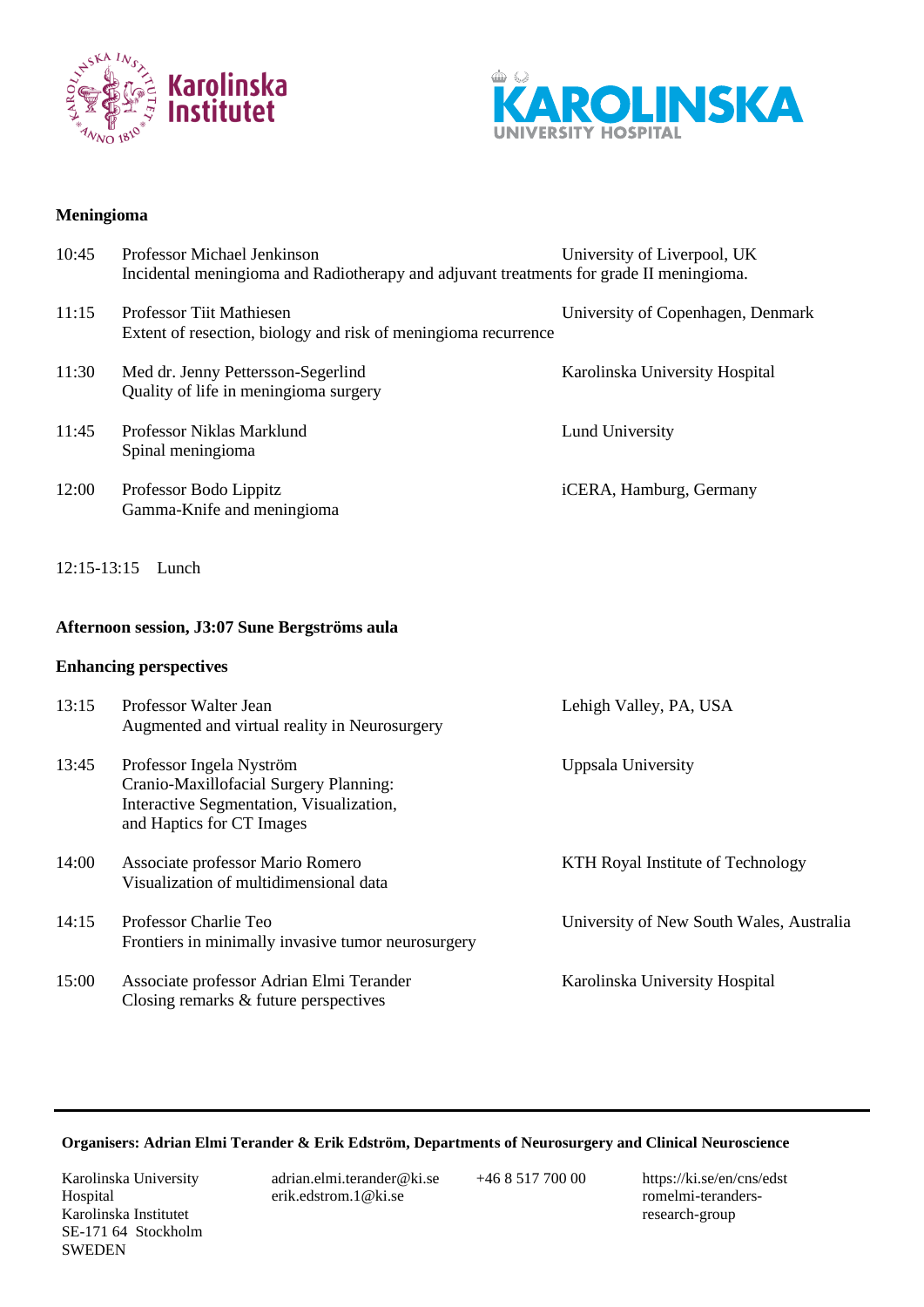**Meningioma**

10:45 Professor Michael Jenkinson — University of Liverpool, UK
Incidental meningioma and Radiotherapy and adjuvant treatments for grade II meningioma.

11:15 Professor Tiit Mathiesen — University of Copenhagen, Denmark
Extent of resection, biology and risk of meningioma recurrence

11:30 Med dr. Jenny Pettersson-Segerlind — Karolinska University Hospital
Quality of life in meningioma surgery

11:45 Professor Niklas Marklund — Lund University
Spinal meningioma

12:00 Professor Bodo Lippitz — iCERA, Hamburg, Germany
Gamma-Knife and meningioma

12:15-13:15 Lunch

**Afternoon session, J3:07 Sune Bergströms aula**

**Enhancing perspectives**

13:15 Professor Walter Jean — Lehigh Valley, PA, USA
Augmented and virtual reality in Neurosurgery

13:45 Professor Ingela Nyström — Uppsala University
Cranio-Maxillofacial Surgery Planning: Interactive Segmentation, Visualization, and Haptics for CT Images

14:00 Associate professor Mario Romero — KTH Royal Institute of Technology
Visualization of multidimensional data

14:15 Professor Charlie Teo — University of New South Wales, Australia
Frontiers in minimally invasive tumor neurosurgery

15:00 Associate professor Adrian Elmi Terander — Karolinska University Hospital
Closing remarks & future perspectives

---

**Organisers: Adrian Elmi Terander & Erik Edström, Departments of Neurosurgery and Clinical Neuroscience**

Karolinska University Hospital
Karolinska Institutet
SE-171 64 Stockholm
SWEDEN

adrian.elmi.terander@ki.se
erik.edstrom.1@ki.se

+46 8 517 700 00

https://ki.se/en/cns/edstromelmi-teranders-research-group